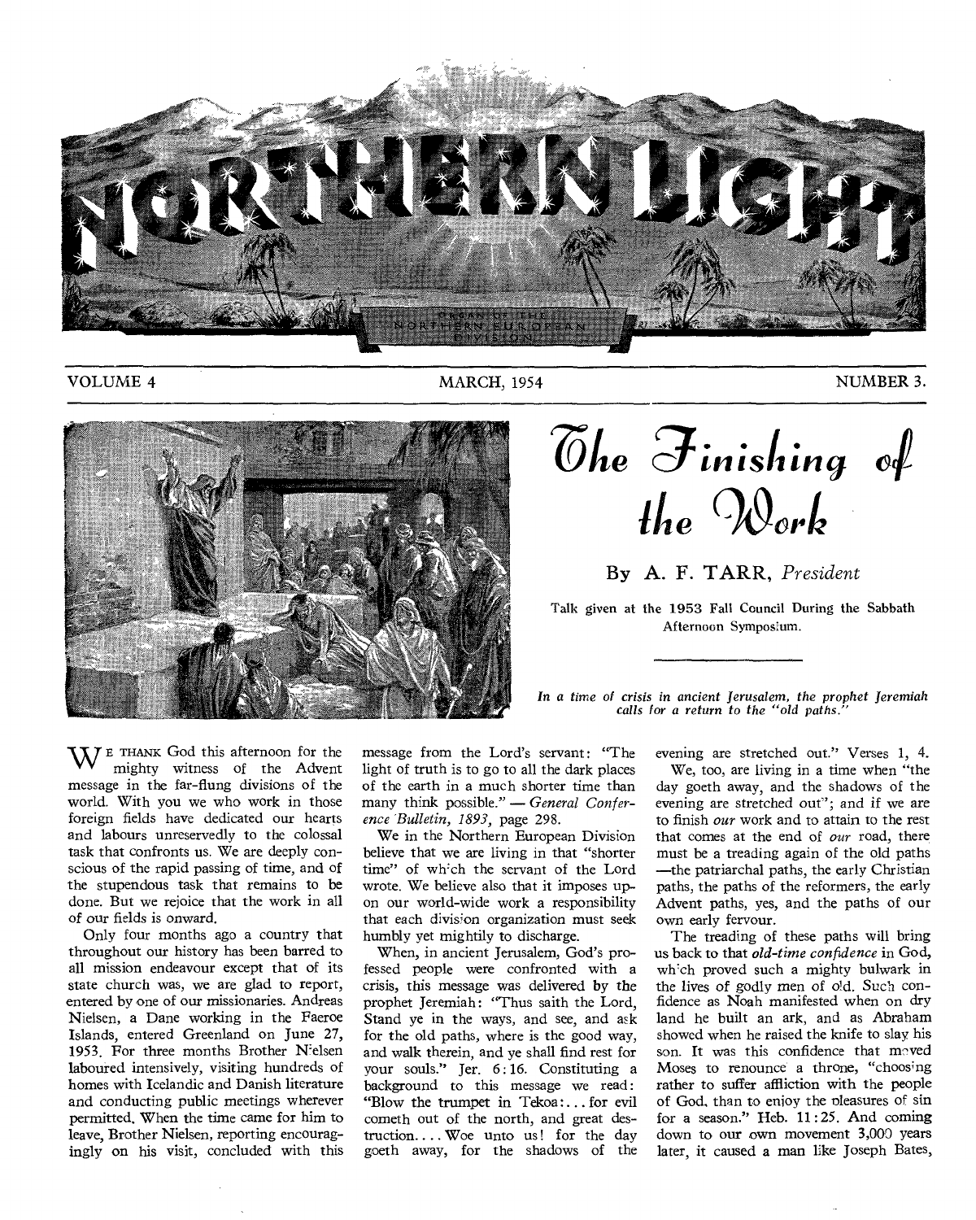# NORTHERN LIGHT

ORGAN OF THE NORTHERN EUROPEAN DIVISION

VOLUME 4 MARCH, 1954 NUMBER 3.

## The Finishing of the Work

By A. F. TARR, *President*

Talk given at the 1953 Fall Council During the Sabbath Afternoon Symposium.

*In a time of crisis in ancient Jerusalem, the prophet Jeremiah calls for a return to the "old paths."*

WE THANK God this afternoon for the mighty witness of the Advent message in the far-flung divisions of the world. With you we who work in those foreign fields have dedicated our hearts and labours unreservedly to the colossal task that confronts us. We are deeply conscious of the rapid passing of time, and of the stupendous task that remains to be done. But we rejoice that the work in all of our fields is onward.

Only four months ago a country that throughout our history has been barred to all mission endeavour except that of its state church was, we are glad to report, entered by one of our missionaries. Andreas Nielsen, a Dane working in the Faeroe Islands, entered Greenland on June 27, 1953. For three months Brother Nielsen laboured intensively, visiting hundreds of homes with Icelandic and Danish literature and conducting public meetings wherever permitted. When the time came for him to leave, Brother Nielsen, reporting encouragingly on his visit, concluded with this message from the Lord's servant: "The light of truth is to go to all the dark places of the earth in a much shorter time than many think possible." — *General Conference Bulletin, 1893,* page 298.

We in the Northern European Division believe that we are living in that "shorter time" of which the servant of the Lord wrote. We believe also that it imposes upon our world-wide work a responsibility that each division organization must seek humbly yet mightily to discharge.

When, in ancient Jerusalem, God's professed people were confronted with a crisis, this message was delivered by the prophet Jeremiah: "Thus saith the Lord, Stand ye in the ways, and see, and ask for the old paths, where is the good way, and walk therein, and ye shall find rest for your souls." Jer. 6:16. Constituting a background to this message we read: "Blow the trumpet in Tekoa:... for evil cometh out of the north, and great destruction.... Woe unto us! for the day goeth away, for the shadows of the evening are stretched out." Verses 1, 4.

We, too, are living in a time when "the day goeth away, and the shadows of the evening are stretched out"; and if we are to finish *our* work and to attain to the rest that comes at the end of *our* road, there must be a treading again of the old paths—the patriarchal paths, the early Christian paths, the paths of the reformers, the early Advent paths, yes, and the paths of our own early fervour.

The treading of these paths will bring us back to that *old-time confidence* in God, which proved such a mighty bulwark in the lives of godly men of old. Such confidence as Noah manifested when on dry land he built an ark, and as Abraham showed when he raised the knife to slay his son. It was this confidence that moved Moses to renounce a throne, "choosing rather to suffer affliction with the people of God, than to enjoy the pleasures of sin for a season." Heb. 11:25. And coming down to our own movement 3,000 years later, it caused a man like Joseph Bates,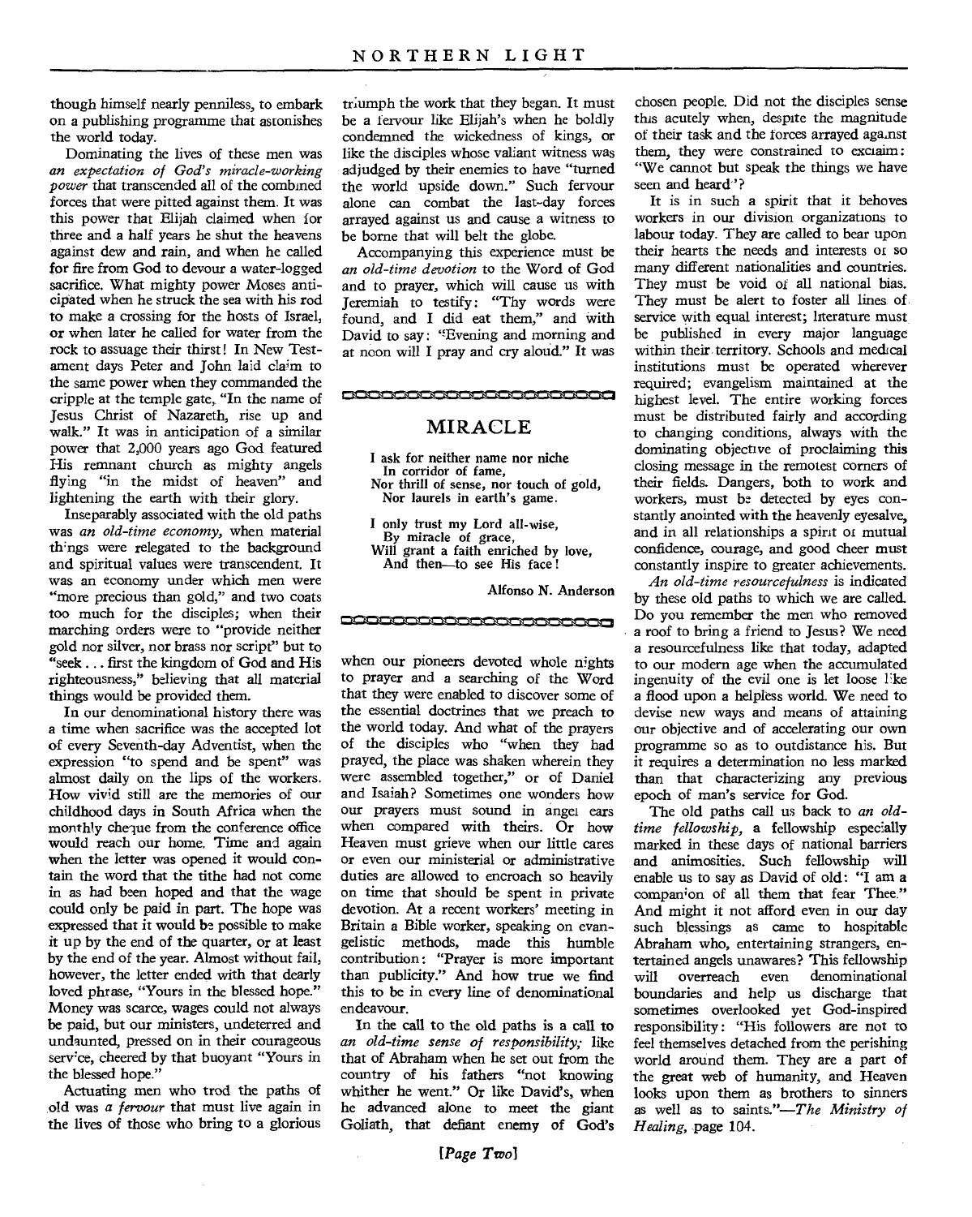though himself nearly penniless, to embark on a publishing programme that astonishes the world today.

Dominating the lives of these men was *an expectation of God's miracle-working power* that transcended all of the combined forces that were pitted against them. It was this power that Elijah claimed when for three and a half years he shut the heavens against dew and rain, and when he called for fire from God to devour a water-logged sacrifice. What mighty power Moses anticipated when he struck the sea with his rod to make a crossing for the hosts of Israel, or when later he called for water from the rock to assuage their thirst! In New Testament days Peter and John laid claim to the same power when they commanded the cripple at the temple gate, "In the name of Jesus Christ of Nazareth, rise up and walk." It was in anticipation of a similar power that 2,000 years ago God featured His remnant church as mighty angels flying "in the midst of heaven" and lightening the earth with their glory.

Inseparably associated with the old paths was *an old-time economy*, when material things were relegated to the background and spiritual values were transcendent. It was an economy under which men were "more precious than gold," and two coats too much for the disciples; when their marching orders were to "provide neither gold nor silver, nor brass nor script" but to "seek . . . first the kingdom of God and His righteousness," believing that all material things would be provided them.

In our denominational history there was a time when sacrifice was the accepted lot of every Seventh-day Adventist, when the expression "to spend and be spent" was almost daily on the lips of the workers. How vivid still are the memories of our childhood days in South Africa when the monthly cheque from the conference office would reach our home. Time and again when the letter was opened it would contain the word that the tithe had not come in as had been hoped and that the wage could only be paid in part. The hope was expressed that it would be possible to make it up by the end of the quarter, or at least by the end of the year. Almost without fail, however, the letter ended with that dearly loved phrase, "Yours in the blessed hope." Money was scarce, wages could not always be paid, but our ministers, undeterred and undaunted, pressed on in their courageous service, cheered by that buoyant "Yours in the blessed hope."

Actuating men who trod the paths of old was *a fervour* that must live again in the lives of those who bring to a glorious triumph the work that they began. It must be a fervour like Elijah's when he boldly condemned the wickedness of kings, or like the disciples whose valiant witness was adjudged by their enemies to have "turned the world upside down." Such fervour alone can combat the last-day forces arrayed against us and cause a witness to be borne that will belt the globe.

Accompanying this experience must be *an old-time devotion* to the Word of God and to prayer, which will cause us with Jeremiah to testify: "Thy words were found, and I did eat them," and with David to say: "Evening and morning and at noon will I pray and cry aloud." It was when our pioneers devoted whole nights to prayer and a searching of the Word that they were enabled to discover some of the essential doctrines that we preach to the world today. And what of the prayers of the disciples who "when they had prayed, the place was shaken wherein they were assembled together," or of Daniel and Isaiah? Sometimes one wonders how our prayers must sound in angel ears when compared with theirs. Or how Heaven must grieve when our little cares or even our ministerial or administrative duties are allowed to encroach so heavily on time that should be spent in private devotion. At a recent workers' meeting in Britain a Bible worker, speaking on evangelistic methods, made this humble contribution: "Prayer is more important than publicity." And how true we find this to be in every line of denominational endeavour.

In the call to the old paths is a call to *an old-time sense of responsibility;* like that of Abraham when he set out from the country of his fathers "not knowing whither he went." Or like David's, when he advanced alone to meet the giant Goliath, that defiant enemy of God's chosen people. Did not the disciples sense this acutely when, despite the magnitude of their task and the forces arrayed against them, they were constrained to exclaim: "We cannot but speak the things we have seen and heard"?

It is in such a spirit that it behoves workers in our division organizations to labour today. They are called to bear upon their hearts the needs and interests of so many different nationalities and countries. They must be void of all national bias. They must be alert to foster all lines of service with equal interest; literature must be published in every major language within their territory. Schools and medical institutions must be operated wherever required; evangelism maintained at the highest level. The entire working forces must be distributed fairly and according to changing conditions, always with the dominating objective of proclaiming this closing message in the remotest corners of their fields. Dangers, both to work and workers, must be detected by eyes constantly anointed with the heavenly eyesalve, and in all relationships a spirit of mutual confidence, courage, and good cheer must constantly inspire to greater achievements.

*An old-time resourcefulness* is indicated by these old paths to which we are called. Do you remember the men who removed a roof to bring a friend to Jesus? We need a resourcefulness like that today, adapted to our modern age when the accumulated ingenuity of the evil one is let loose like a flood upon a helpless world. We need to devise new ways and means of attaining our objective and of accelerating our own programme so as to outdistance his. But it requires a determination no less marked than that characterizing any previous epoch of man's service for God.

The old paths call us back to *an old-time fellowship*, a fellowship especially marked in these days of national barriers and animosities. Such fellowship will enable us to say as David of old: "I am a companion of all them that fear Thee." And might it not afford even in our day such blessings as came to hospitable Abraham who, entertaining strangers, entertained angels unawares? This fellowship will overreach even denominational boundaries and help us discharge that sometimes overlooked yet God-inspired responsibility: "His followers are not to feel themselves detached from the perishing world around them. They are a part of the great web of humanity, and Heaven looks upon them as brothers to sinners as well as to saints."—*The Ministry of Healing*, page 104.

---

## MIRACLE

I ask for neither name nor niche  
  In corridor of fame,  
Nor thrill of sense, nor touch of gold,  
  Nor laurels in earth's game.

I only trust my Lord all-wise,  
  By miracle of grace,  
Will grant a faith enriched by love,  
  And then—to see His face!

Alfonso N. Anderson

---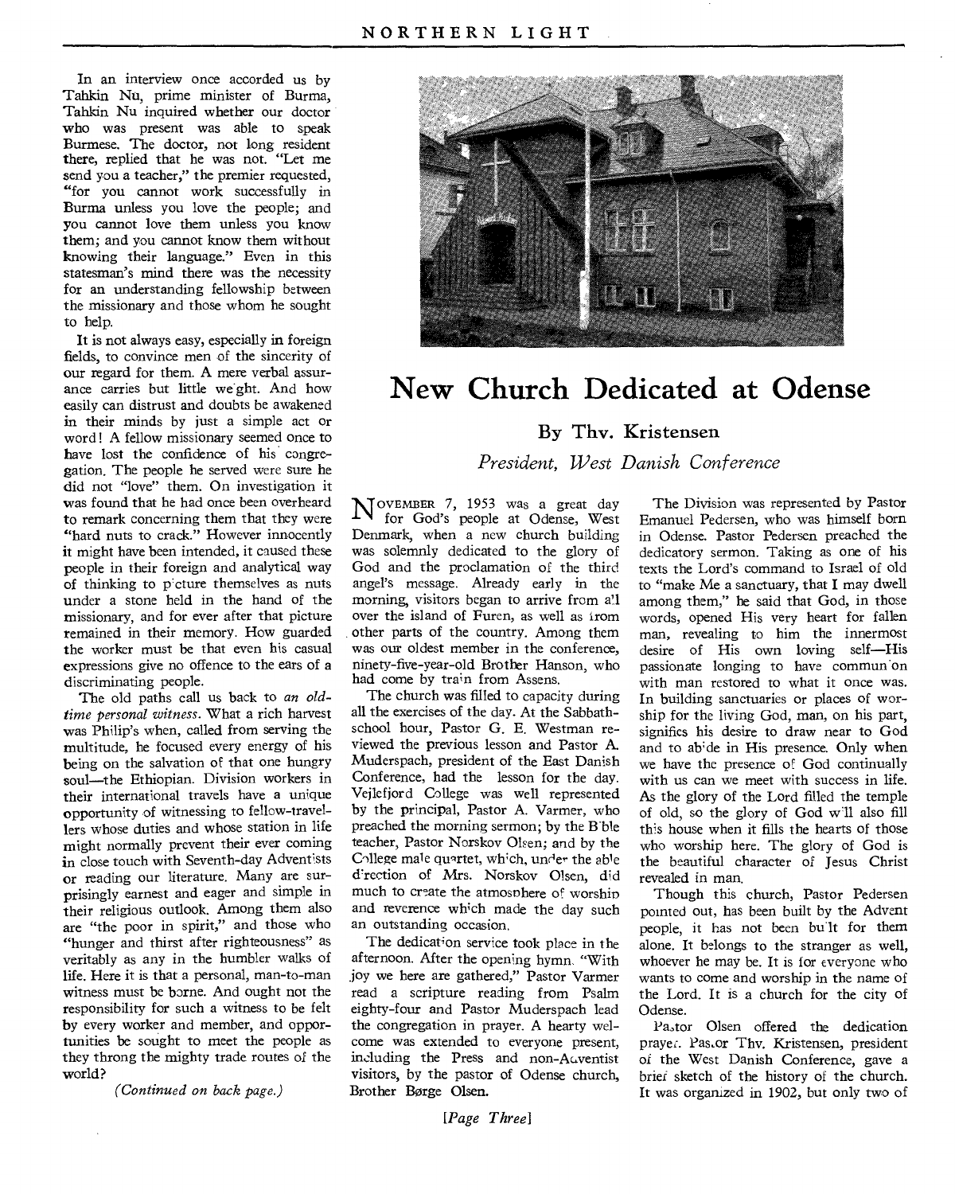In an interview once accorded us by Tahkin Nu, prime minister of Burma, Tahkin Nu inquired whether our doctor who was present was able to speak Burmese. The doctor, not long resident there, replied that he was not. "Let me send you a teacher," the premier requested, "for you cannot work successfully in Burma unless you love the people; and you cannot love them unless you know them; and you cannot know them without knowing their language." Even in this statesman's mind there was the necessity for an understanding fellowship between the missionary and those whom he sought to help.

It is not always easy, especially in foreign fields, to convince men of the sincerity of our regard for them. A mere verbal assurance carries but little weight. And how easily can distrust and doubts be awakened in their minds by just a simple act or word! A fellow missionary seemed once to have lost the confidence of his congregation. The people he served were sure he did not "love" them. On investigation it was found that he had once been overheard to remark concerning them that they were "hard nuts to crack." However innocently it might have been intended, it caused these people in their foreign and analytical way of thinking to picture themselves as nuts under a stone held in the hand of the missionary, and for ever after that picture remained in their memory. How guarded the worker must be that even his casual expressions give no offence to the ears of a discriminating people.

The old paths call us back to *an old-time personal witness*. What a rich harvest was Philip's when, called from serving the multitude, he focused every energy of his being on the salvation of that one hungry soul—the Ethiopian. Division workers in their international travels have a unique opportunity of witnessing to fellow-travellers whose duties and whose station in life might normally prevent their ever coming in close touch with Seventh-day Adventists or reading our literature. Many are surprisingly earnest and eager and simple in their religious outlook. Among them also are "the poor in spirit," and those who "hunger and thirst after righteousness" as veritably as any in the humbler walks of life. Here it is that a personal, man-to-man witness must be borne. And ought not the responsibility for such a witness to be felt by every worker and member, and opportunities be sought to meet the people as they throng the mighty trade routes of the world?

*(Continued on back page.)*

# New Church Dedicated at Odense

## By Thv. Kristensen

*President, West Danish Conference*

November 7, 1953 was a great day for God's people at Odense, West Denmark, when a new church building was solemnly dedicated to the glory of God and the proclamation of the third angel's message. Already early in the morning, visitors began to arrive from all over the island of Funen, as well as from other parts of the country. Among them was our oldest member in the conference, ninety-five-year-old Brother Hanson, who had come by train from Assens.

The church was filled to capacity during all the exercises of the day. At the Sabbath-school hour, Pastor G. E. Westman reviewed the previous lesson and Pastor A. Muderspach, president of the East Danish Conference, had the lesson for the day. Vejlefjord College was well represented by the principal, Pastor A. Varmer, who preached the morning sermon; by the Bible teacher, Pastor Norskov Olsen; and by the College male quartet, which, under the able direction of Mrs. Norskov Olsen, did much to create the atmosphere of worship and reverence which made the day such an outstanding occasion.

The dedication service took place in the afternoon. After the opening hymn, "With joy we here are gathered," Pastor Varmer read a scripture reading from Psalm eighty-four and Pastor Muderspach lead the congregation in prayer. A hearty welcome was extended to everyone present, including the Press and non-Adventist visitors, by the pastor of Odense church, Brother Børge Olsen.

The Division was represented by Pastor Emanuel Pedersen, who was himself born in Odense. Pastor Pedersen preached the dedicatory sermon. Taking as one of his texts the Lord's command to Israel of old to "make Me a sanctuary, that I may dwell among them," he said that God, in those words, opened His very heart for fallen man, revealing to him the innermost desire of His own loving self—His passionate longing to have communion with man restored to what it once was. In building sanctuaries or places of worship for the living God, man, on his part, signifies his desire to draw near to God and to abide in His presence. Only when we have the presence of God continually with us can we meet with success in life. As the glory of the Lord filled the temple of old, so the glory of God will also fill this house when it fills the hearts of those who worship here. The glory of God is the beautiful character of Jesus Christ revealed in man.

Though this church, Pastor Pedersen pointed out, has been built by the Advent people, it has not been built for them alone. It belongs to the stranger as well, whoever he may be. It is for everyone who wants to come and worship in the name of the Lord. It is a church for the city of Odense.

Pastor Olsen offered the dedication prayer. Pastor Thv. Kristensen, president of the West Danish Conference, gave a brief sketch of the history of the church. It was organized in 1902, but only two of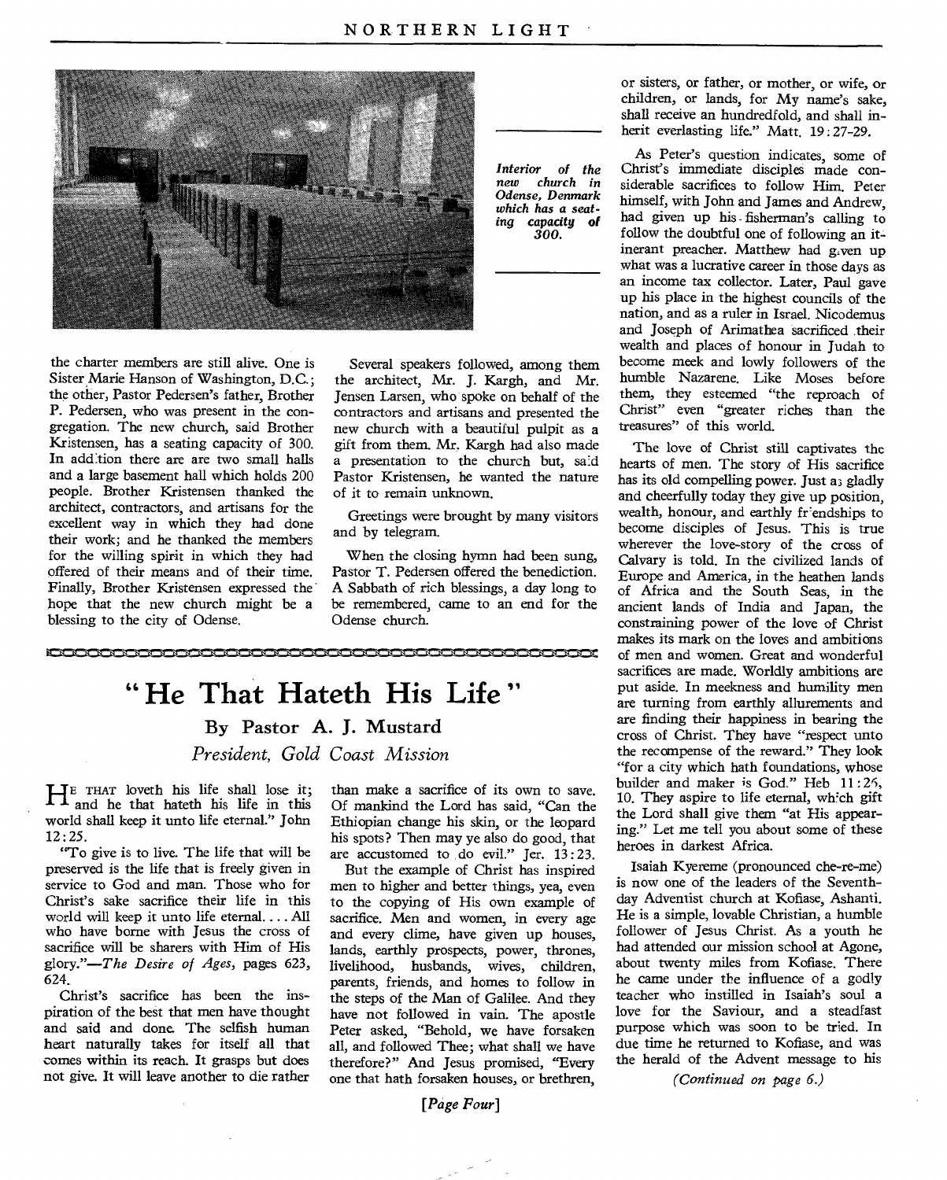Interior of the new church in Odense, Denmark which has a seating capacity of 300.

the charter members are still alive. One is Sister Marie Hanson of Washington, D.C.; the other, Pastor Pedersen's father, Brother P. Pedersen, who was present in the congregation. The new church, said Brother Kristensen, has a seating capacity of 300. In addition there are are two small halls and a large basement hall which holds 200 people. Brother Kristensen thanked the architect, contractors, and artisans for the excellent way in which they had done their work; and he thanked the members for the willing spirit in which they had offered of their means and of their time. Finally, Brother Kristensen expressed the hope that the new church might be a blessing to the city of Odense.

Several speakers followed, among them the architect, Mr. J. Kargh, and Mr. Jensen Larsen, who spoke on behalf of the contractors and artisans and presented the new church with a beautiful pulpit as a gift from them. Mr. Kargh had also made a presentation to the church but, said Pastor Kristensen, he wanted the nature of it to remain unknown.

Greetings were brought by many visitors and by telegram.

When the closing hymn had been sung, Pastor T. Pedersen offered the benediction. A Sabbath of rich blessings, a day long to be remembered, came to an end for the Odense church.

# "He That Hateth His Life"

## By Pastor A. J. Mustard

*President, Gold Coast Mission*

He that loveth his life shall lose it; and he that hateth his life in this world shall keep it unto life eternal." John 12:25.

"To give is to live. The life that will be preserved is the life that is freely given in service to God and man. Those who for Christ's sake sacrifice their life in this world will keep it unto life eternal. . . . All who have borne with Jesus the cross of sacrifice will be sharers with Him of His glory."—*The Desire of Ages*, pages 623, 624.

Christ's sacrifice has been the inspiration of the best that men have thought and said and done. The selfish human heart naturally takes for itself all that comes within its reach. It grasps but does not give. It will leave another to die rather than make a sacrifice of its own to save. Of mankind the Lord has said, "Can the Ethiopian change his skin, or the leopard his spots? Then may ye also do good, that are accustomed to do evil." Jer. 13:23.

But the example of Christ has inspired men to higher and better things, yea, even to the copying of His own example of sacrifice. Men and women, in every age and every clime, have given up houses, lands, earthly prospects, power, thrones, livelihood, husbands, wives, children, parents, friends, and homes to follow in the steps of the Man of Galilee. And they have not followed in vain. The apostle Peter asked, "Behold, we have forsaken all, and followed Thee; what shall we have therefore?" And Jesus promised, "Every one that hath forsaken houses, or brethren, or sisters, or father, or mother, or wife, or children, or lands, for My name's sake, shall receive an hundredfold, and shall inherit everlasting life." Matt. 19:27-29.

As Peter's question indicates, some of Christ's immediate disciples made considerable sacrifices to follow Him. Peter himself, with John and James and Andrew, had given up his fisherman's calling to follow the doubtful one of following an itinerant preacher. Matthew had given up what was a lucrative career in those days as an income tax collector. Later, Paul gave up his place in the highest councils of the nation, and as a ruler in Israel. Nicodemus and Joseph of Arimathea sacrificed their wealth and places of honour in Judah to become meek and lowly followers of the humble Nazarene. Like Moses before them, they esteemed "the reproach of Christ" even "greater riches than the treasures" of this world.

The love of Christ still captivates the hearts of men. The story of His sacrifice has its old compelling power. Just as gladly and cheerfully today they give up position, wealth, honour, and earthly friendships to become disciples of Jesus. This is true wherever the love-story of the cross of Calvary is told. In the civilized lands of Europe and America, in the heathen lands of Africa and the South Seas, in the ancient lands of India and Japan, the constraining power of the love of Christ makes its mark on the loves and ambitions of men and women. Great and wonderful sacrifices are made. Worldly ambitions are put aside. In meekness and humility men are turning from earthly allurements and are finding their happiness in bearing the cross of Christ. They have "respect unto the recompense of the reward." They look "for a city which hath foundations, whose builder and maker is God." Heb 11:26, 10. They aspire to life eternal, which gift the Lord shall give them "at His appearing." Let me tell you about some of these heroes in darkest Africa.

Isaiah Kyereme (pronounced che-re-me) is now one of the leaders of the Seventh-day Adventist church at Kofiase, Ashanti. He is a simple, lovable Christian, a humble follower of Jesus Christ. As a youth he had attended our mission school at Agone, about twenty miles from Kofiase. There he came under the influence of a godly teacher who instilled in Isaiah's soul a love for the Saviour, and a steadfast purpose which was soon to be tried. In due time he returned to Kofiase, and was the herald of the Advent message to his

*(Continued on page 6.)*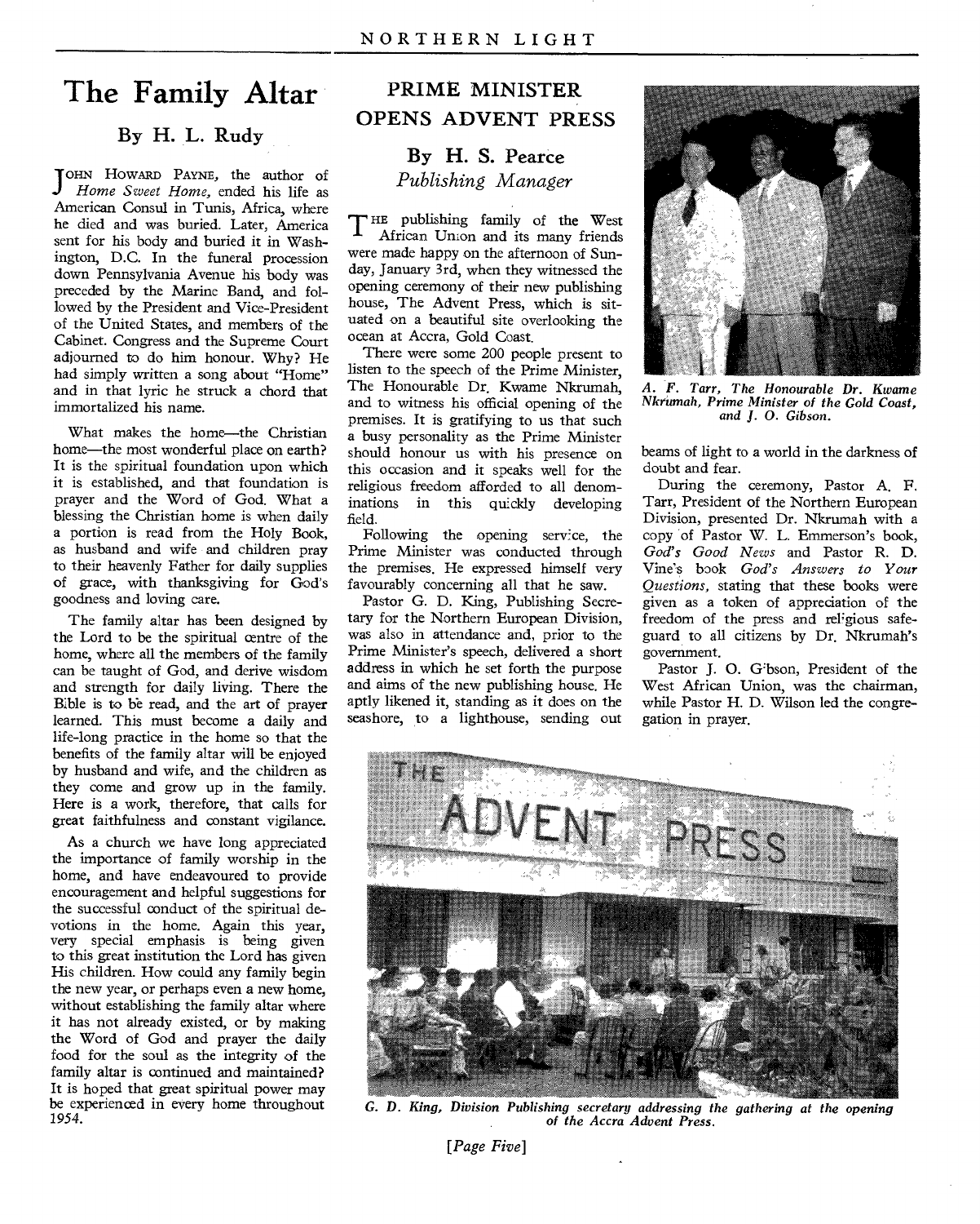# The Family Altar

### By H. L. Rudy

JOHN HOWARD PAYNE, the author of *Home Sweet Home,* ended his life as American Consul in Tunis, Africa, where he died and was buried. Later, America sent for his body and buried it in Washington, D.C. In the funeral procession down Pennsylvania Avenue his body was preceded by the Marine Band, and followed by the President and Vice-President of the United States, and members of the Cabinet. Congress and the Supreme Court adjourned to do him honour. Why? He had simply written a song about "Home" and in that lyric he struck a chord that immortalized his name.

What makes the home—the Christian home—the most wonderful place on earth? It is the spiritual foundation upon which it is established, and that foundation is prayer and the Word of God. What a blessing the Christian home is when daily a portion is read from the Holy Book, as husband and wife and children pray to their heavenly Father for daily supplies of grace, with thanksgiving for God's goodness and loving care.

The family altar has been designed by the Lord to be the spiritual centre of the home, where all the members of the family can be taught of God, and derive wisdom and strength for daily living. There the Bible is to be read, and the art of prayer learned. This must become a daily and life-long practice in the home so that the benefits of the family altar will be enjoyed by husband and wife, and the children as they come and grow up in the family. Here is a work, therefore, that calls for great faithfulness and constant vigilance.

As a church we have long appreciated the importance of family worship in the home, and have endeavoured to provide encouragement and helpful suggestions for the successful conduct of the spiritual devotions in the home. Again this year, very special emphasis is being given to this great institution the Lord has given His children. How could any family begin the new year, or perhaps even a new home, without establishing the family altar where it has not already existed, or by making the Word of God and prayer the daily food for the soul as the integrity of the family altar is continued and maintained? It is hoped that great spiritual power may be experienced in every home throughout 1954.

# PRIME MINISTER OPENS ADVENT PRESS

### By H. S. Pearce
*Publishing Manager*

THE publishing family of the West African Union and its many friends were made happy on the afternoon of Sunday, January 3rd, when they witnessed the opening ceremony of their new publishing house, The Advent Press, which is situated on a beautiful site overlooking the ocean at Accra, Gold Coast.

There were some 200 people present to listen to the speech of the Prime Minister, The Honourable Dr. Kwame Nkrumah, and to witness his official opening of the premises. It is gratifying to us that such a busy personality as the Prime Minister should honour us with his presence on this occasion and it speaks well for the religious freedom afforded to all denominations in this quickly developing field.

Following the opening service, the Prime Minister was conducted through the premises. He expressed himself very favourably concerning all that he saw.

Pastor G. D. King, Publishing Secretary for the Northern European Division, was also in attendance and, prior to the Prime Minister's speech, delivered a short address in which he set forth the purpose and aims of the new publishing house. He aptly likened it, standing as it does on the seashore, to a lighthouse, sending out beams of light to a world in the darkness of doubt and fear.

*A. F. Tarr, The Honourable Dr. Kwame Nkrumah, Prime Minister of the Gold Coast, and J. O. Gibson.*

During the ceremony, Pastor A. F. Tarr, President of the Northern European Division, presented Dr. Nkrumah with a copy of Pastor W. L. Emmerson's book, *God's Good News* and Pastor R. D. Vine's book *God's Answers to Your Questions,* stating that these books were given as a token of appreciation of the freedom of the press and religious safeguard to all citizens by Dr. Nkrumah's government.

Pastor J. O. Gibson, President of the West African Union, was the chairman, while Pastor H. D. Wilson led the congregation in prayer.

*G. D. King, Division Publishing secretary addressing the gathering at the opening of the Accra Advent Press.*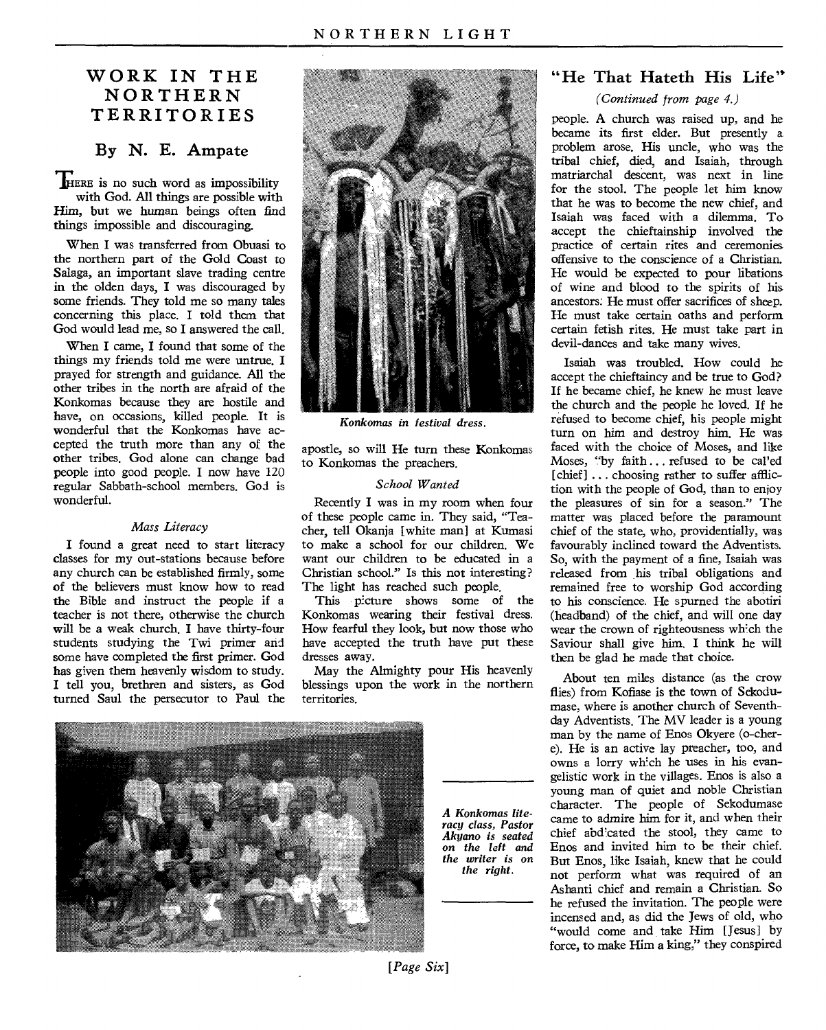## WORK IN THE NORTHERN TERRITORIES

### By N. E. Ampate

THERE is no such word as impossibility with God. All things are possible with Him, but we human beings often find things impossible and discouraging.

When I was transferred from Obuasi to the northern part of the Gold Coast to Salaga, an important slave trading centre in the olden days, I was discouraged by some friends. They told me so many tales concerning this place. I told them that God would lead me, so I answered the call.

When I came, I found that some of the things my friends told me were untrue. I prayed for strength and guidance. All the other tribes in the north are afraid of the Konkomas because they are hostile and have, on occasions, killed people. It is wonderful that the Konkomas have accepted the truth more than any of the other tribes. God alone can change bad people into good people. I now have 120 regular Sabbath-school members. God is wonderful.

*Mass Literacy*

I found a great need to start literacy classes for my out-stations because before any church can be established firmly, some of the believers must know how to read the Bible and instruct the people if a teacher is not there, otherwise the church will be a weak church. I have thirty-four students studying the Twi primer and some have completed the first primer. God has given them heavenly wisdom to study. I tell you, brethren and sisters, as God turned Saul the persecutor to Paul the apostle, so will He turn these Konkomas to Konkomas the preachers.

*Konkomas in festival dress.*

*School Wanted*

Recently I was in my room when four of these people came in. They said, "Teacher, tell Okanja [white man] at Kumasi to make a school for our children. We want our children to be educated in a Christian school." Is this not interesting? The light has reached such people.

This picture shows some of the Konkomas wearing their festival dress. How fearful they look, but now those who have accepted the truth have put these dresses away.

May the Almighty pour His heavenly blessings upon the work in the northern territories.

*A Konkomas literacy class, Pastor Akyano is seated on the left and the writer is on the right.*

## "He That Hateth His Life"

*(Continued from page 4.)*

people. A church was raised up, and he became its first elder. But presently a problem arose. His uncle, who was the tribal chief, died, and Isaiah, through matriarchal descent, was next in line for the stool. The people let him know that he was to become the new chief, and Isaiah was faced with a dilemma. To accept the chieftainship involved the practice of certain rites and ceremonies offensive to the conscience of a Christian. He would be expected to pour libations of wine and blood to the spirits of his ancestors. He must offer sacrifices of sheep. He must take certain oaths and perform certain fetish rites. He must take part in devil-dances and take many wives.

Isaiah was troubled. How could he accept the chieftaincy and be true to God? If he became chief, he knew he must leave the church and the people he loved. If he refused to become chief, his people might turn on him and destroy him. He was faced with the choice of Moses, and like Moses, "by faith . . . refused to be called [chief] . . . choosing rather to suffer affliction with the people of God, than to enjoy the pleasures of sin for a season." The matter was placed before the paramount chief of the state, who, providentially, was favourably inclined toward the Adventists. So, with the payment of a fine, Isaiah was released from his tribal obligations and remained free to worship God according to his conscience. He spurned the abotiri (headband) of the chief, and will one day wear the crown of righteousness which the Saviour shall give him. I think he will then be glad he made that choice.

About ten miles distance (as the crow flies) from Kofiase is the town of Sekodumase, where is another church of Seventh-day Adventists. The MV leader is a young man by the name of Enos Okyere (o-cher-e). He is an active lay preacher, too, and owns a lorry which he uses in his evangelistic work in the villages. Enos is also a young man of quiet and noble Christian character. The people of Sekodumase came to admire him for it, and when their chief abdicated the stool, they came to Enos and invited him to be their chief. But Enos, like Isaiah, knew that he could not perform what was required of an Ashanti chief and remain a Christian. So he refused the invitation. The people were incensed and, as did the Jews of old, who "would come and take Him [Jesus] by force, to make Him a king," they conspired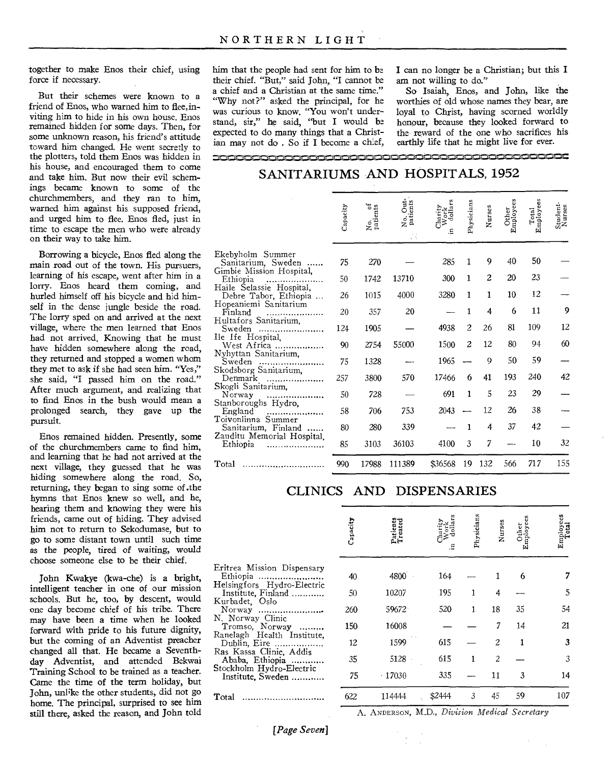together to make Enos their chief, using force if necessary.

But their schemes were known to a friend of Enos, who warned him to flee, inviting him to hide in his own house. Enos remained hidden for some days. Then, for some unknown reason, his friend's attitude toward him changed. He went secretly to the plotters, told them Enos was hidden in his house, and encouraged them to come and take him. But now their evil schemings became known to some of the churchmembers, and they ran to him, warned him against his supposed friend, and urged him to flee. Enos fled, just in time to escape the men who were already on their way to take him.

Borrowing a bicycle, Enos fled along the main road out of the town. His pursuers, learning of his escape, went after him in a lorry. Enos heard them coming, and hurled himself off his bicycle and hid himself in the dense jungle beside the road. The lorry sped on and arrived at the next village, where the men learned that Enos had not arrived. Knowing that he must have hidden somewhere along the road, they returned and stopped a women whom they met to ask if she had seen him. "Yes," she said, "I passed him on the road." After much argument, and realizing that to find Enos in the bush would mean a prolonged search, they gave up the pursuit.

Enos remained hidden. Presently, some of the churchmembers came to find him, and learning that he had not arrived at the next village, they guessed that he was hiding somewhere along the road. So, returning, they began to sing some of the hymns that Enos knew so well, and he, hearing them and knowing they were his friends, came out of hiding. They advised him not to return to Sekodumase, but to go to some distant town until such time as the people, tired of waiting, would choose someone else to be their chief.

John Kwakye (kwa-che) is a bright, intelligent teacher in one of our mission schools. But he, too, by descent, would one day become chief of his tribe. There may have been a time when he looked forward with pride to his future dignity, but the coming of an Adventist preacher changed all that. He became a Seventh-day Adventist, and attended Bekwai Training School to be trained as a teacher. Came the time of the term holiday, but John, unlike the other students, did not go home. The principal, surprised to see him still there, asked the reason, and John told him that the people had sent for him to be their chief. "But," said John, "I cannot be a chief and a Christian at the same time." "Why not?" asked the principal, for he was curious to know. "You won't understand, sir," he said, "but I would be expected to do many things that a Christian may not do . So if I become a chief, I can no longer be a Christian; but this I am not willing to do."

So Isaiah, Enos, and John, like the worthies of old whose names they bear, are loyal to Christ, having scorned worldly honour, because they looked forward to the reward of the one who sacrifices his earthly life that he might live for ever.

## SANITARIUMS AND HOSPITALS, 1952

| | Capacity | No. of patients | No. Out-patients | Charity Work in dollars | Physicians | Nurses | Other Employees | Total Employees | Student-Nurses |
|---|---|---|---|---|---|---|---|---|---|
| Ekebyholm Summer Sanitarium, Sweden ...... | 75 | 270 | — | 285 | 1 | 9 | 40 | 50 | — |
| Gimbie Mission Hospital, Ethiopia .................... | 50 | 1742 | 13710 | 300 | 1 | 2 | 20 | 23 | — |
| Haile Selassie Hospital, Debre Tabor, Ethiopia ... | 26 | 1015 | 4000 | 3280 | 1 | 1 | 10 | 12 | — |
| Hopeaniemi Sanitarium Finland .................... | 20 | 357 | 20 | — | 1 | 4 | 6 | 11 | 9 |
| Hultafors Sanitarium, Sweden ........................ | 124 | 1905 | — | 4938 | 2 | 26 | 81 | 109 | 12 |
| Ile Ife Hospital, West Africa .................. | 90 | 2754 | 55000 | 1500 | 2 | 12 | 80 | 94 | 60 |
| Nyhyttan Sanitarium, Sweden ........................ | 75 | 1328 | — | 1965 | — | 9 | 50 | 59 | — |
| Skodsborg Sanitarium, Denmark .................... | 257 | 3800 | 570 | 17466 | 6 | 41 | 193 | 240 | 42 |
| Skogli Sanitarium, Norway .................... | 50 | 728 | — | 691 | 1 | 5 | 23 | 29 | — |
| Stanboroughs Hydro, England .................... | 58 | 706 | 753 | 2043 | — | 12 | 26 | 38 | — |
| Toivonlinna Summer Sanitarium, Finland ...... | 80 | 280 | 339 | — | 1 | 4 | 37 | 42 | — |
| Zauditu Memorial Hospital, Ethiopia .................... | 85 | 3103 | 36103 | 4100 | 3 | 7 | — | 10 | 32 |
| Total ............................ | 990 | 17988 | 111389 | $36568 | 19 | 132 | 566 | 717 | 155 |

## CLINICS AND DISPENSARIES

| | Capacity | Patients Treated | Charity Work in dollars | Physicians | Nurses | Other Employees | Employees Total |
|---|---|---|---|---|---|---|---|
| Eritrea Mission Dispensary Ethiopia ........................ | 40 | 4800 | 164 | — | 1 | 6 | 7 |
| Helsingfors Hydro-Electric Institute, Finland ............ | 50 | 10207 | 195 | 1 | 4 | — | 5 |
| Kurbadet, Oslo Norway ........................ | 260 | 59672 | 520 | 1 | 18 | 35 | 54 |
| N. Norway Clinic Tromso, Norway ......... | 150 | 16008 | — | — | 7 | 14 | 21 |
| Ranelagh Health Institute, Dublin, Eire .................. | 12 | 1599 | 615 | — | 2 | 1 | 3 |
| Ras Kassa Clinic, Addis Ababa, Ethiopia ............ | 35 | 5128 | 615 | 1 | 2 | — | 3 |
| Stockholm Hydro-Electric Institute, Sweden ............ | 75 | 17030 | 335 | — | 11 | 3 | 14 |
| Total ............................ | 622 | 114444 | $2444 | 3 | 45 | 59 | 107 |

A. ANDERSON, M.D., *Division Medical Secretary*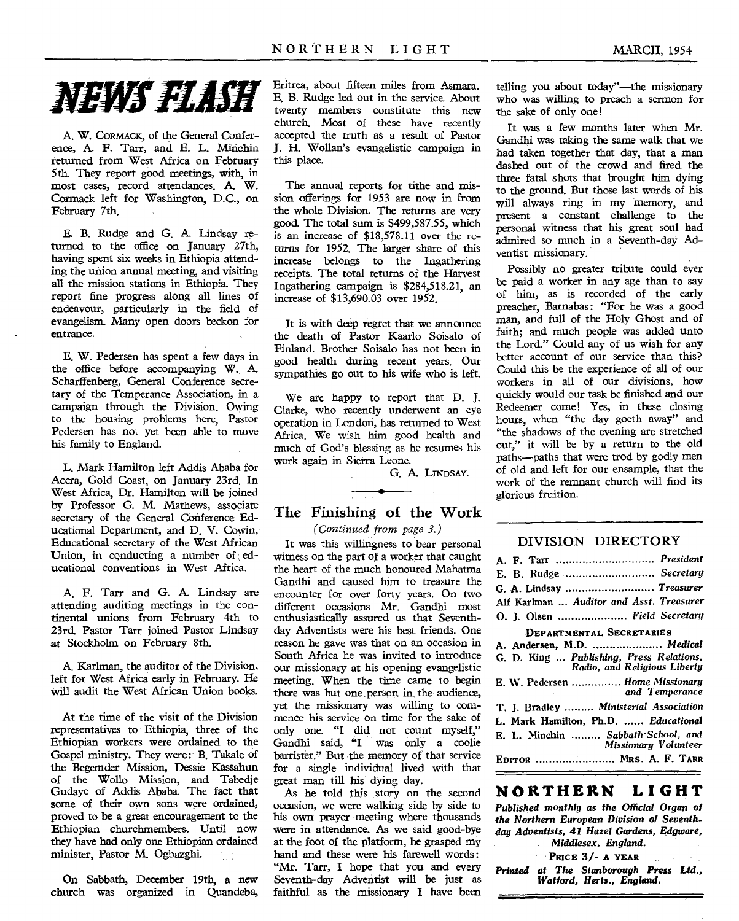# NEWS FLASH

A. W. CORMACK, of the General Conference, A. F. Tarr, and E. L. Minchin returned from West Africa on February 5th. They report good meetings, with, in most cases, record attendances. A. W. Cormack left for Washington, D.C., on February 7th.

E. B. Rudge and G. A. Lindsay returned to the office on January 27th, having spent six weeks in Ethiopia attending the union annual meeting, and visiting all the mission stations in Ethiopia. They report fine progress along all lines of endeavour, particularly in the field of evangelism. Many open doors beckon for entrance.

E. W. Pedersen has spent a few days in the office before accompanying W. A. Scharffenberg, General Conference secretary of the Temperance Association, in a campaign through the Division. Owing to the housing problems here, Pastor Pedersen has not yet been able to move his family to England.

L. Mark Hamilton left Addis Ababa for Accra, Gold Coast, on January 23rd. In West Africa, Dr. Hamilton will be joined by Professor G. M. Mathews, associate secretary of the General Conference Educational Department, and D. V. Cowin, Educational secretary of the West African Union, in conducting a number of educational conventions in West Africa.

A. F. Tarr and G. A. Lindsay are attending auditing meetings in the continental unions from February 4th to 23rd. Pastor Tarr joined Pastor Lindsay at Stockholm on February 8th.

A. Karlman, the auditor of the Division, left for West Africa early in February. He will audit the West African Union books.

At the time of the visit of the Division representatives to Ethiopia, three of the Ethiopian workers were ordained to the Gospel ministry. They were: B. Takale of the Begemder Mission, Dessie Kassahun of the Wollo Mission, and Tabedje Gudaye of Addis Ababa. The fact that some of their own sons were ordained, proved to be a great encouragement to the Ethiopian churchmembers. Until now they have had only one Ethiopian ordained minister, Pastor M. Ogbazghi.

On Sabbath, December 19th, a new church was organized in Quandeba, Eritrea, about fifteen miles from Asmara. E. B. Rudge led out in the service. About twenty members constitute this new church. Most of these have recently accepted the truth as a result of Pastor J. H. Wollan's evangelistic campaign in this place.

The annual reports for tithe and mission offerings for 1953 are now in from the whole Division. The returns are very good. The total sum is $499,587.55, which is an increase of $18,578.11 over the returns for 1952. The larger share of this increase belongs to the Ingathering receipts. The total returns of the Harvest Ingathering campaign is $284,518.21, an increase of $13,690.03 over 1952.

It is with deep regret that we announce the death of Pastor Kaarlo Soisalo of Finland. Brother Soisalo has not been in good health during recent years. Our sympathies go out to his wife who is left.

We are happy to report that D. J. Clarke, who recently underwent an eye operation in London, has returned to West Africa. We wish him good health and much of God's blessing as he resumes his work again in Sierra Leone.

G. A. LINDSAY.

## The Finishing of the Work

*(Continued from page 3.)*

It was this willingness to bear personal witness on the part of a worker that caught the heart of the much honoured Mahatma Gandhi and caused him to treasure the encounter for over forty years. On two different occasions Mr. Gandhi most enthusiastically assured us that Seventh-day Adventists were his best friends. One reason he gave was that on an occasion in South Africa he was invited to introduce our missionary at his opening evangelistic meeting. When the time came to begin there was but one person in the audience, yet the missionary was willing to commence his service on time for the sake of only one. "I did not count myself," Gandhi said, "I was only a coolie barrister." But the memory of that service for a single individual lived with that great man till his dying day.

As he told this story on the second occasion, we were walking side by side to his own prayer meeting where thousands were in attendance. As we said good-bye at the foot of the platform, he grasped my hand and these were his farewell words: "Mr. Tarr, I hope that you and every Seventh-day Adventist will be just as faithful as the missionary I have been telling you about today"—the missionary who was willing to preach a sermon for the sake of only one!

It was a few months later when Mr. Gandhi was taking the same walk that we had taken together that day, that a man dashed out of the crowd and fired the three fatal shots that brought him dying to the ground. But those last words of his will always ring in my memory, and present a constant challenge to the personal witness that his great soul had admired so much in a Seventh-day Adventist missionary.

Possibly no greater tribute could ever be paid a worker in any age than to say of him, as is recorded of the early preacher, Barnabas: "For he was a good man, and full of the Holy Ghost and of faith; and much people was added unto the Lord." Could any of us wish for any better account of our service than this? Could this be the experience of all of our workers in all of our divisions, how quickly would our task be finished and our Redeemer come! Yes, in these closing hours, when "the day goeth away" and "the shadows of the evening are stretched out," it will be by a return to the old paths—paths that were trod by godly men of old and left for our ensample, that the work of the remnant church will find its glorious fruition.

## DIVISION DIRECTORY

A. F. Tarr ............ *President*
E. B. Rudge ............ *Secretary*
G. A. Lindsay ............ *Treasurer*
Alf Karlman ... *Auditor and Asst. Treasurer*
O. J. Olsen ............ *Field Secretary*

**DEPARTMENTAL SECRETARIES**

A. Andersen, M.D. ............ *Medical*
G. D. King ... *Publishing, Press Relations, Radio, and Religious Liberty*
E. W. Pedersen ............ *Home Missionary and Temperance*
T. J. Bradley ......... *Ministerial Association*
L. Mark Hamilton, Ph.D. ...... *Educational*
E. L. Minchin ......... *Sabbath-School, and Missionary Volunteer*
EDITOR ............ MRS. A. F. TARR

## NORTHERN LIGHT

***Published monthly as the Official Organ of the Northern European Division of Seventh-day Adventists, 41 Hazel Gardens, Edgware, Middlesex, England.***

**PRICE 3/- A YEAR**

***Printed at The Stanborough Press Ltd., Watford, Herts., England.***